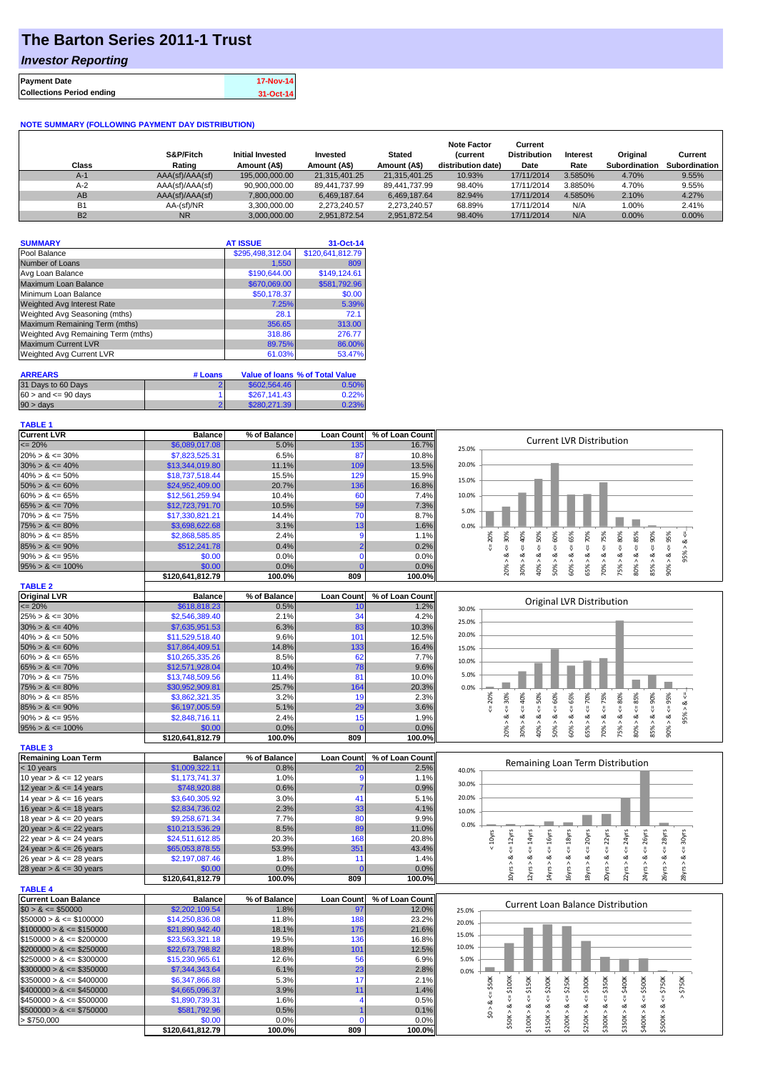# The Barton Series 2011-1 Trust

## *Investor Reporting*

| Payment Date | 17-Nov-14 |
|---|---|
| Collections Period ending | 31-Oct-14 |

### NOTE SUMMARY (FOLLOWING PAYMENT DAY DISTRIBUTION)

| Class | S&P/Fitch Rating | Initial Invested Amount (A$) | Invested Amount (A$) | Stated Amount (A$) | Note Factor (current distribution date) | Current Distribution Date | Interest Rate | Original Subordination | Current Subordination |
|---|---|---|---|---|---|---|---|---|---|
| A-1 | AAA(sf)/AAA(sf) | 195,000,000.00 | 21,315,401.25 | 21,315,401.25 | 10.93% | 17/11/2014 | 3.5850% | 4.70% | 9.55% |
| A-2 | AAA(sf)/AAA(sf) | 90,900,000.00 | 89,441,737.99 | 89,441,737.99 | 98.40% | 17/11/2014 | 3.8850% | 4.70% | 9.55% |
| AB | AAA(sf)/AAA(sf) | 7,800,000.00 | 6,469,187.64 | 6,469,187.64 | 82.94% | 17/11/2014 | 4.5850% | 2.10% | 4.27% |
| B1 | AA-(sf)/NR | 3,300,000.00 | 2,273,240.57 | 2,273,240.57 | 68.89% | 17/11/2014 | N/A | 1.00% | 2.41% |
| B2 | NR | 3,000,000.00 | 2,951,872.54 | 2,951,872.54 | 98.40% | 17/11/2014 | N/A | 0.00% | 0.00% |

| SUMMARY | AT ISSUE | 31-Oct-14 |
|---|---|---|
| Pool Balance | $295,498,312.04 | $120,641,812.79 |
| Number of Loans | 1,550 | 809 |
| Avg Loan Balance | $190,644.00 | $149,124.61 |
| Maximum Loan Balance | $670,069.00 | $581,792.96 |
| Minimum Loan Balance | $50,178.37 | $0.00 |
| Weighted Avg Interest Rate | 7.25% | 5.39% |
| Weighted Avg Seasoning (mths) | 28.1 | 72.1 |
| Maximum Remaining Term (mths) | 356.65 | 313.00 |
| Weighted Avg Remaining Term (mths) | 318.86 | 276.77 |
| Maximum Current LVR | 89.75% | 86.00% |
| Weighted Avg Current LVR | 61.03% | 53.47% |

| ARREARS | # Loans | Value of loans | % of Total Value |
|---|---|---|---|
| 31 Days to 60 Days | 2 | $602,564.46 | 0.50% |
| 60 > and <= 90 days | 1 | $267,141.43 | 0.22% |
| 90 > days | 2 | $280,271.39 | 0.23% |

**TABLE 1**

| Current LVR | Balance | % of Balance | Loan Count | % of Loan Count |
|---|---|---|---|---|
| <= 20% | $6,089,017.08 | 5.0% | 135 | 16.7% |
| 20% > & <= 30% | $7,823,525.31 | 6.5% | 87 | 10.8% |
| 30% > & <= 40% | $13,344,019.80 | 11.1% | 109 | 13.5% |
| 40% > & <= 50% | $18,737,518.44 | 15.5% | 129 | 15.9% |
| 50% > & <= 60% | $24,952,409.00 | 20.7% | 136 | 16.8% |
| 60% > & <= 65% | $12,561,259.94 | 10.4% | 60 | 7.4% |
| 65% > & <= 70% | $12,723,791.70 | 10.5% | 59 | 7.3% |
| 70% > & <= 75% | $17,330,821.21 | 14.4% | 70 | 8.7% |
| 75% > & <= 80% | $3,698,622.68 | 3.1% | 13 | 1.6% |
| 80% > & <= 85% | $2,868,585.85 | 2.4% | 9 | 1.1% |
| 85% > & <= 90% | $512,241.78 | 0.4% | 2 | 0.2% |
| 90% > & <= 95% | $0.00 | 0.0% | 0 | 0.0% |
| 95% > & <= 100% | $0.00 | 0.0% | 0 | 0.0% |
| | $120,641,812.79 | 100.0% | 809 | 100.0% |

**TABLE 2**

| Original LVR | Balance | % of Balance | Loan Count | % of Loan Count |
|---|---|---|---|---|
| <= 20% | $618,818.23 | 0.5% | 10 | 1.2% |
| 25% > & <= 30% | $2,546,389.40 | 2.1% | 34 | 4.2% |
| 30% > & <= 40% | $7,635,951.53 | 6.3% | 83 | 10.3% |
| 40% > & <= 50% | $11,529,518.40 | 9.6% | 101 | 12.5% |
| 50% > & <= 60% | $17,864,409.51 | 14.8% | 133 | 16.4% |
| 60% > & <= 65% | $10,265,335.26 | 8.5% | 62 | 7.7% |
| 65% > & <= 70% | $12,571,928.04 | 10.4% | 78 | 9.6% |
| 70% > & <= 75% | $13,748,509.56 | 11.4% | 81 | 10.0% |
| 75% > & <= 80% | $30,952,909.81 | 25.7% | 164 | 20.3% |
| 80% > & <= 85% | $3,862,321.35 | 3.2% | 19 | 2.3% |
| 85% > & <= 90% | $6,197,005.59 | 5.1% | 29 | 3.6% |
| 90% > & <= 95% | $2,848,716.11 | 2.4% | 15 | 1.9% |
| 95% > & <= 100% | $0.00 | 0.0% | 0 | 0.0% |
| | $120,641,812.79 | 100.0% | 809 | 100.0% |

**TABLE 3**

| Remaining Loan Term | Balance | % of Balance | Loan Count | % of Loan Count |
|---|---|---|---|---|
| < 10 years | $1,009,322.11 | 0.8% | 20 | 2.5% |
| 10 year > & <= 12 years | $1,173,741.37 | 1.0% | 9 | 1.1% |
| 12 year > & <= 14 years | $748,920.88 | 0.6% | 7 | 0.9% |
| 14 year > & <= 16 years | $3,640,305.92 | 3.0% | 41 | 5.1% |
| 16 year > & <= 18 years | $2,834,736.02 | 2.3% | 33 | 4.1% |
| 18 year > & <= 20 years | $9,258,671.34 | 7.7% | 80 | 9.9% |
| 20 year > & <= 22 years | $10,213,536.29 | 8.5% | 89 | 11.0% |
| 22 year > & <= 24 years | $24,511,612.85 | 20.3% | 168 | 20.8% |
| 24 year > & <= 26 years | $65,053,878.55 | 53.9% | 351 | 43.4% |
| 26 year > & <= 28 years | $2,197,087.46 | 1.8% | 11 | 1.4% |
| 28 year > & <= 30 years | $0.00 | 0.0% | 0 | 0.0% |
| | $120,641,812.79 | 100.0% | 809 | 100.0% |

**TABLE 4**

| Current Loan Balance | Balance | % of Balance | Loan Count | % of Loan Count |
|---|---|---|---|---|
| $0 > & <= $50000 | $2,202,109.54 | 1.8% | 97 | 12.0% |
| $50000 > & <= $100000 | $14,250,836.08 | 11.8% | 188 | 23.2% |
| $100000 > & <= $150000 | $21,890,942.40 | 18.1% | 175 | 21.6% |
| $150000 > & <= $200000 | $23,563,321.18 | 19.5% | 136 | 16.8% |
| $200000 > & <= $250000 | $22,673,798.82 | 18.8% | 101 | 12.5% |
| $250000 > & <= $300000 | $15,230,965.61 | 12.6% | 56 | 6.9% |
| $300000 > & <= $350000 | $7,344,343.64 | 6.1% | 23 | 2.8% |
| $350000 > & <= $400000 | $6,347,866.88 | 5.3% | 17 | 2.1% |
| $400000 > & <= $450000 | $4,665,096.37 | 3.9% | 11 | 1.4% |
| $450000 > & <= $500000 | $1,890,739.31 | 1.6% | 4 | 0.5% |
| $500000 > & <= $750000 | $581,792.96 | 0.5% | 1 | 0.1% |
| > $750,000 | $0.00 | 0.0% | 0 | 0.0% |
| | $120,641,812.79 | 100.0% | 809 | 100.0% |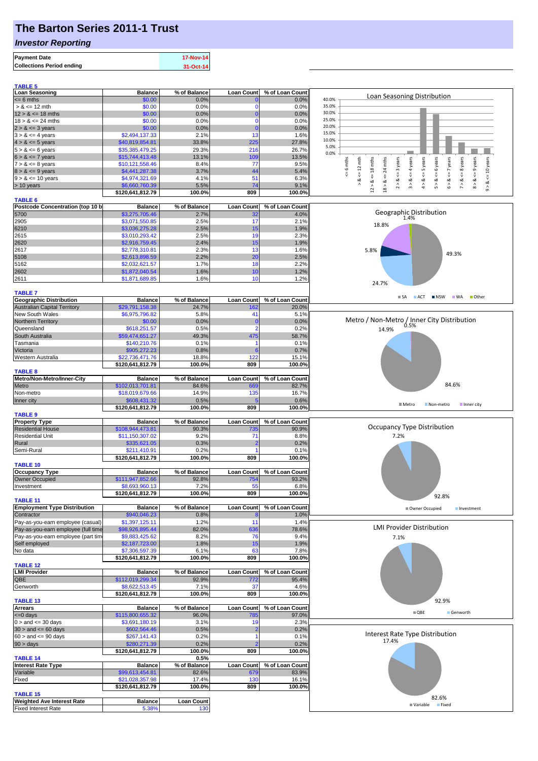# The Barton Series 2011-1 Trust

## *Investor Reporting*

| | |
|---|---|
| **Payment Date** | 17-Nov-14 |
| **Collections Period ending** | 31-Oct-14 |

**TABLE 5**

| Loan Seasoning | Balance | % of Balance | Loan Count | % of Loan Count |
|---|---|---|---|---|
| <= 6 mths | $0.00 | 0.0% | 0 | 0.0% |
| > & <= 12 mth | $0.00 | 0.0% | 0 | 0.0% |
| 12 > & <= 18 mths | $0.00 | 0.0% | 0 | 0.0% |
| 18 > & <= 24 mths | $0.00 | 0.0% | 0 | 0.0% |
| 2 > & <= 3 years | $0.00 | 0.0% | 0 | 0.0% |
| 3 > & <= 4 years | $2,494,137.33 | 2.1% | 13 | 1.6% |
| 4 > & <= 5 years | $40,819,854.81 | 33.8% | 225 | 27.8% |
| 5 > & <= 6 years | $35,385,479.25 | 29.3% | 216 | 26.7% |
| 6 > & <= 7 years | $15,744,413.48 | 13.1% | 109 | 13.5% |
| 7 > & <= 8 years | $10,121,558.46 | 8.4% | 77 | 9.5% |
| 8 > & <= 9 years | $4,441,287.38 | 3.7% | 44 | 5.4% |
| 9 > & <= 10 years | $4,974,321.69 | 4.1% | 51 | 6.3% |
| > 10 years | $6,660,760.39 | 5.5% | 74 | 9.1% |
| | $120,641,812.79 | 100.0% | 809 | 100.0% |

Loan Seasoning Distribution

40.0%
35.0%
30.0%
25.0%
20.0%
15.0%
10.0%
5.0%
0.0%

<= 6 mths, > & <= 12 mth, 12 > & <= 18 mths, 18 > & <= 24 mths, 2 > & <= 3 years, 3 > & <= 4 years, 4 > & <= 5 years, 5 > & <= 6 years, 6 > & <= 7 years, 7 > & <= 8 years, 8 > & <= 9 years, 9 > & <= 10 years

**TABLE 6**

| Postcode Concentration (top 10 by value) | Balance | % of Balance | Loan Count | % of Loan Count |
|---|---|---|---|---|
| 5700 | $3,275,705.46 | 2.7% | 32 | 4.0% |
| 2905 | $3,071,550.85 | 2.5% | 17 | 2.1% |
| 6210 | $3,036,275.28 | 2.5% | 15 | 1.9% |
| 2615 | $3,010,293.42 | 2.5% | 19 | 2.3% |
| 2620 | $2,916,759.45 | 2.4% | 15 | 1.9% |
| 2617 | $2,778,310.81 | 2.3% | 13 | 1.6% |
| 5108 | $2,613,898.59 | 2.2% | 20 | 2.5% |
| 5162 | $2,032,621.57 | 1.7% | 18 | 2.2% |
| 2602 | $1,872,040.54 | 1.6% | 10 | 1.2% |
| 2611 | $1,871,689.85 | 1.6% | 10 | 1.2% |

Geographic Distribution

1.4%
18.8%
5.8%
49.3%
24.7%

SA ACT NSW WA Other

**TABLE 7**

| Geographic Distribution | Balance | % of Balance | Loan Count | % of Loan Count |
|---|---|---|---|---|
| Australian Capital Territory | $29,791,158.38 | 24.7% | 162 | 20.0% |
| New South Wales | $6,975,796.82 | 5.8% | 41 | 5.1% |
| Northern Territory | $0.00 | 0.0% | 0 | 0.0% |
| Queensland | $618,251.57 | 0.5% | 2 | 0.2% |
| South Australia | $59,474,651.27 | 49.3% | 475 | 58.7% |
| Tasmania | $140,210.76 | 0.1% | 1 | 0.1% |
| Victoria | $905,272.23 | 0.8% | 6 | 0.7% |
| Western Australia | $22,736,471.76 | 18.8% | 122 | 15.1% |
| | $120,641,812.79 | 100.0% | 809 | 100.0% |

Metro / Non-Metro / Inner City Distribution

0.5%
14.9%
84.6%

Metro Non-metro Inner city

**TABLE 8**

| Metro/Non-Metro/Inner-City | Balance | % of Balance | Loan Count | % of Loan Count |
|---|---|---|---|---|
| Metro | $102,013,701.81 | 84.6% | 669 | 82.7% |
| Non-metro | $18,019,679.66 | 14.9% | 135 | 16.7% |
| Inner city | $608,431.32 | 0.5% | 5 | 0.6% |
| | $120,641,812.79 | 100.0% | 809 | 100.0% |

**TABLE 9**

| Property Type | Balance | % of Balance | Loan Count | % of Loan Count |
|---|---|---|---|---|
| Residential House | $108,944,473.81 | 90.3% | 735 | 90.9% |
| Residential Unit | $11,150,307.02 | 9.2% | 71 | 8.8% |
| Rural | $335,621.05 | 0.3% | 2 | 0.2% |
| Semi-Rural | $211,410.91 | 0.2% | 1 | 0.1% |
| | $120,641,812.79 | 100.0% | 809 | 100.0% |

Occupancy Type Distribution

7.2%
92.8%

Owner Occupied Investment

**TABLE 10**

| Occupancy Type | Balance | % of Balance | Loan Count | % of Loan Count |
|---|---|---|---|---|
| Owner Occupied | $111,947,852.66 | 92.8% | 754 | 93.2% |
| Investment | $8,693,960.13 | 7.2% | 55 | 6.8% |
| | $120,641,812.79 | 100.0% | 809 | 100.0% |

**TABLE 11**

| Employment Type Distribution | Balance | % of Balance | Loan Count | % of Loan Count |
|---|---|---|---|---|
| Contractor | $940,046.23 | 0.8% | 8 | 1.0% |
| Pay-as-you-earn employee (casual) | $1,397,125.11 | 1.2% | 11 | 1.4% |
| Pay-as-you-earn employee (full time) | $98,926,895.44 | 82.0% | 636 | 78.6% |
| Pay-as-you-earn employee (part time) | $9,883,425.62 | 8.2% | 76 | 9.4% |
| Self employed | $2,187,723.00 | 1.8% | 15 | 1.9% |
| No data | $7,306,597.39 | 6.1% | 63 | 7.8% |
| | $120,641,812.79 | 100.0% | 809 | 100.0% |

LMI Provider Distribution

7.1%
92.9%

QBE Genworth

**TABLE 12**

| LMI Provider | Balance | % of Balance | Loan Count | % of Loan Count |
|---|---|---|---|---|
| QBE | $112,019,299.34 | 92.9% | 772 | 95.4% |
| Genworth | $8,622,513.45 | 7.1% | 37 | 4.6% |
| | $120,641,812.79 | 100.0% | 809 | 100.0% |

**TABLE 13**

| Arrears | Balance | % of Balance | Loan Count | % of Loan Count |
|---|---|---|---|---|
| <=0 days | $115,800,655.32 | 96.0% | 785 | 97.0% |
| 0 > and <= 30 days | $3,691,180.19 | 3.1% | 19 | 2.3% |
| 30 > and <= 60 days | $602,564.46 | 0.5% | 2 | 0.2% |
| 60 > and <= 90 days | $267,141.43 | 0.2% | 1 | 0.1% |
| 90 > days | $280,271.39 | 0.2% | 2 | 0.2% |
| | $120,641,812.79 | 100.0% | 809 | 100.0% |
| | | 0.5% | | |

Interest Rate Type Distribution

17.4%
82.6%

Variable Fixed

**TABLE 14**

| Interest Rate Type | Balance | % of Balance | Loan Count | % of Loan Count |
|---|---|---|---|---|
| Variable | $99,613,454.81 | 82.6% | 679 | 83.9% |
| Fixed | $21,028,357.98 | 17.4% | 130 | 16.1% |
| | $120,641,812.79 | 100.0% | 809 | 100.0% |

**TABLE 15**

| Weighted Ave Interest Rate | Balance | Loan Count |
|---|---|---|
| Fixed Interest Rate | 5.38% | 130 |